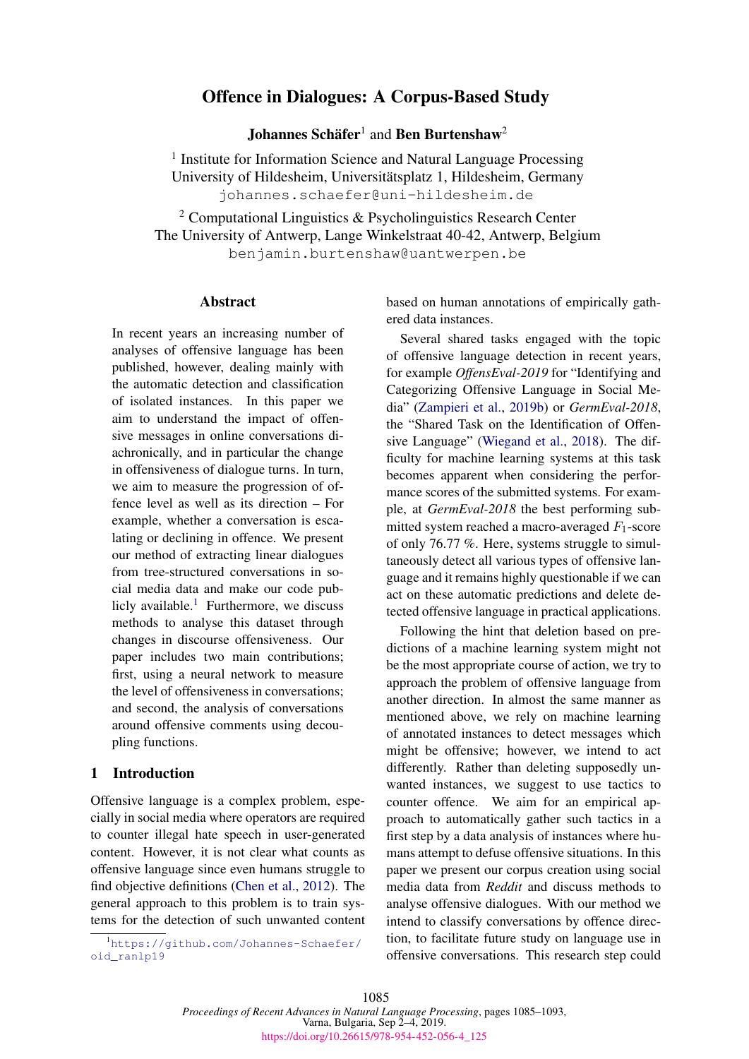# Offence in Dialogues: A Corpus-Based Study

**Johannes Schäfer**[1] and **Ben Burtenshaw**[2]

[1] Institute for Information Science and Natural Language Processing
University of Hildesheim, Universitätsplatz 1, Hildesheim, Germany
johannes.schaefer@uni-hildesheim.de

[2] Computational Linguistics & Psycholinguistics Research Center
The University of Antwerp, Lange Winkelstraat 40-42, Antwerp, Belgium
benjamin.burtenshaw@uantwerpen.be

## Abstract

In recent years an increasing number of analyses of offensive language has been published, however, dealing mainly with the automatic detection and classification of isolated instances. In this paper we aim to understand the impact of offensive messages in online conversations diachronically, and in particular the change in offensiveness of dialogue turns. In turn, we aim to measure the progression of offence level as well as its direction – For example, whether a conversation is escalating or declining in offence. We present our method of extracting linear dialogues from tree-structured conversations in social media data and make our code publicly available.[1] Furthermore, we discuss methods to analyse this dataset through changes in discourse offensiveness. Our paper includes two main contributions; first, using a neural network to measure the level of offensiveness in conversations; and second, the analysis of conversations around offensive comments using decoupling functions.

## 1 Introduction

Offensive language is a complex problem, especially in social media where operators are required to counter illegal hate speech in user-generated content. However, it is not clear what counts as offensive language since even humans struggle to find objective definitions (Chen et al., 2012). The general approach to this problem is to train systems for the detection of such unwanted content based on human annotations of empirically gathered data instances.

Several shared tasks engaged with the topic of offensive language detection in recent years, for example *OffensEval-2019* for "Identifying and Categorizing Offensive Language in Social Media" (Zampieri et al., 2019b) or *GermEval-2018*, the "Shared Task on the Identification of Offensive Language" (Wiegand et al., 2018). The difficulty for machine learning systems at this task becomes apparent when considering the performance scores of the submitted systems. For example, at *GermEval-2018* the best performing submitted system reached a macro-averaged $F_1$-score of only 76.77 %. Here, systems struggle to simultaneously detect all various types of offensive language and it remains highly questionable if we can act on these automatic predictions and delete detected offensive language in practical applications.

Following the hint that deletion based on predictions of a machine learning system might not be the most appropriate course of action, we try to approach the problem of offensive language from another direction. In almost the same manner as mentioned above, we rely on machine learning of annotated instances to detect messages which might be offensive; however, we intend to act differently. Rather than deleting supposedly unwanted instances, we suggest to use tactics to counter offence. We aim for an empirical approach to automatically gather such tactics in a first step by a data analysis of instances where humans attempt to defuse offensive situations. In this paper we present our corpus creation using social media data from *Reddit* and discuss methods to analyse offensive dialogues. With our method we intend to classify conversations by offence direction, to facilitate future study on language use in offensive conversations. This research step could

[1] https://github.com/Johannes-Schaefer/oid_ranlp19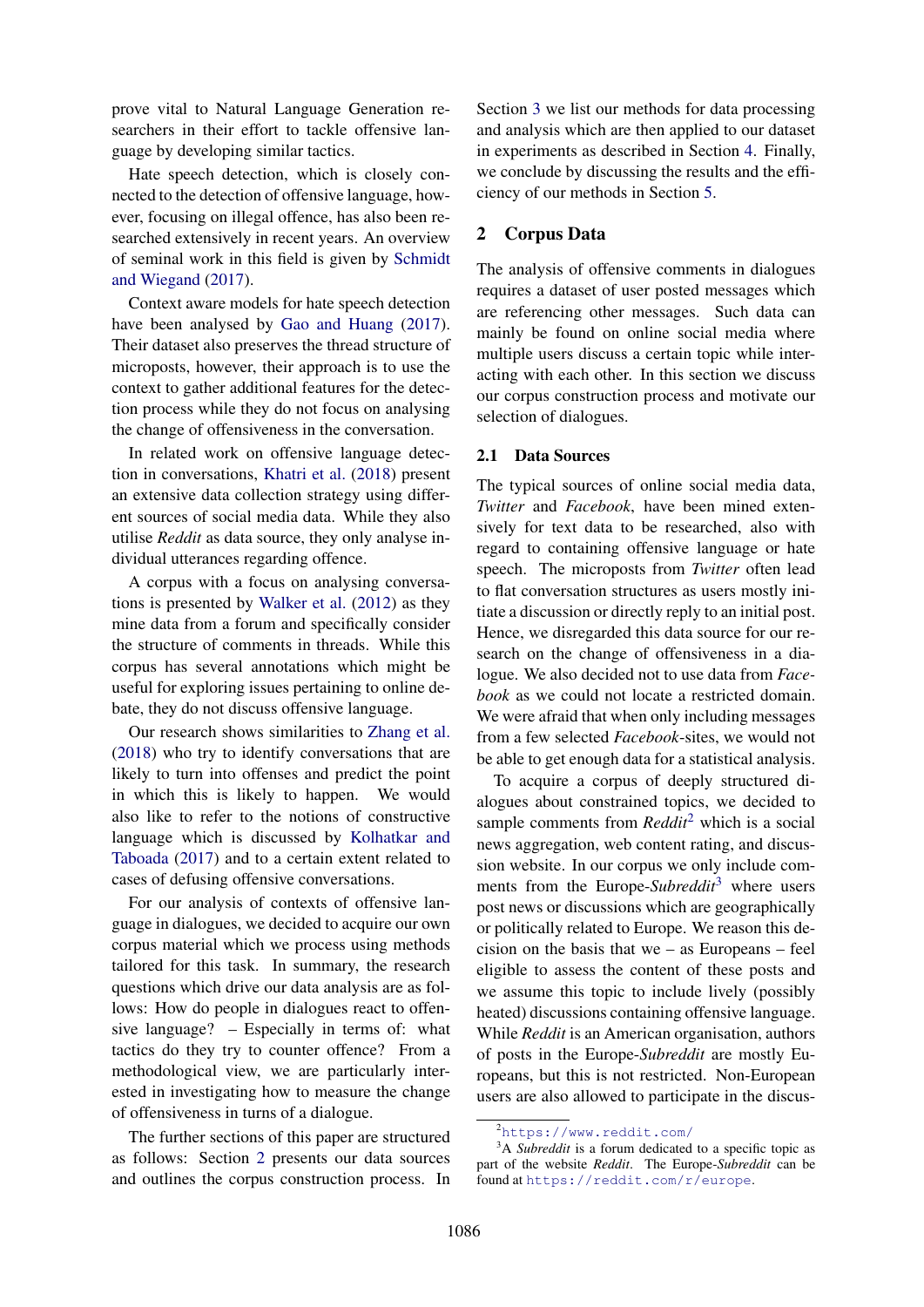prove vital to Natural Language Generation researchers in their effort to tackle offensive language by developing similar tactics.

Hate speech detection, which is closely connected to the detection of offensive language, however, focusing on illegal offence, has also been researched extensively in recent years. An overview of seminal work in this field is given by Schmidt and Wiegand (2017).

Context aware models for hate speech detection have been analysed by Gao and Huang (2017). Their dataset also preserves the thread structure of microposts, however, their approach is to use the context to gather additional features for the detection process while they do not focus on analysing the change of offensiveness in the conversation.

In related work on offensive language detection in conversations, Khatri et al. (2018) present an extensive data collection strategy using different sources of social media data. While they also utilise *Reddit* as data source, they only analyse individual utterances regarding offence.

A corpus with a focus on analysing conversations is presented by Walker et al. (2012) as they mine data from a forum and specifically consider the structure of comments in threads. While this corpus has several annotations which might be useful for exploring issues pertaining to online debate, they do not discuss offensive language.

Our research shows similarities to Zhang et al. (2018) who try to identify conversations that are likely to turn into offenses and predict the point in which this is likely to happen. We would also like to refer to the notions of constructive language which is discussed by Kolhatkar and Taboada (2017) and to a certain extent related to cases of defusing offensive conversations.

For our analysis of contexts of offensive language in dialogues, we decided to acquire our own corpus material which we process using methods tailored for this task. In summary, the research questions which drive our data analysis are as follows: How do people in dialogues react to offensive language? – Especially in terms of: what tactics do they try to counter offence? From a methodological view, we are particularly interested in investigating how to measure the change of offensiveness in turns of a dialogue.

The further sections of this paper are structured as follows: Section 2 presents our data sources and outlines the corpus construction process. In Section 3 we list our methods for data processing and analysis which are then applied to our dataset in experiments as described in Section 4. Finally, we conclude by discussing the results and the efficiency of our methods in Section 5.

## 2 Corpus Data

The analysis of offensive comments in dialogues requires a dataset of user posted messages which are referencing other messages. Such data can mainly be found on online social media where multiple users discuss a certain topic while interacting with each other. In this section we discuss our corpus construction process and motivate our selection of dialogues.

### 2.1 Data Sources

The typical sources of online social media data, *Twitter* and *Facebook*, have been mined extensively for text data to be researched, also with regard to containing offensive language or hate speech. The microposts from *Twitter* often lead to flat conversation structures as users mostly initiate a discussion or directly reply to an initial post. Hence, we disregarded this data source for our research on the change of offensiveness in a dialogue. We also decided not to use data from *Facebook* as we could not locate a restricted domain. We were afraid that when only including messages from a few selected *Facebook*-sites, we would not be able to get enough data for a statistical analysis.

To acquire a corpus of deeply structured dialogues about constrained topics, we decided to sample comments from *Reddit*[2] which is a social news aggregation, web content rating, and discussion website. In our corpus we only include comments from the Europe-*Subreddit*[3] where users post news or discussions which are geographically or politically related to Europe. We reason this decision on the basis that we – as Europeans – feel eligible to assess the content of these posts and we assume this topic to include lively (possibly heated) discussions containing offensive language. While *Reddit* is an American organisation, authors of posts in the Europe-*Subreddit* are mostly Europeans, but this is not restricted. Non-European users are also allowed to participate in the discus-

[2] https://www.reddit.com/

[3] A *Subreddit* is a forum dedicated to a specific topic as part of the website *Reddit*. The Europe-*Subreddit* can be found at https://reddit.com/r/europe.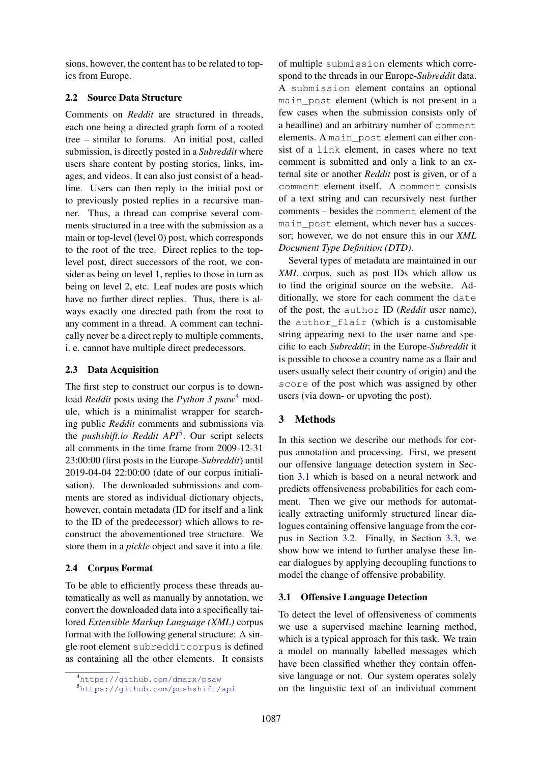sions, however, the content has to be related to topics from Europe.

### 2.2 Source Data Structure

Comments on *Reddit* are structured in threads, each one being a directed graph form of a rooted tree – similar to forums. An initial post, called submission, is directly posted in a *Subreddit* where users share content by posting stories, links, images, and videos. It can also just consist of a headline. Users can then reply to the initial post or to previously posted replies in a recursive manner. Thus, a thread can comprise several comments structured in a tree with the submission as a main or top-level (level 0) post, which corresponds to the root of the tree. Direct replies to the top-level post, direct successors of the root, we consider as being on level 1, replies to those in turn as being on level 2, etc. Leaf nodes are posts which have no further direct replies. Thus, there is always exactly one directed path from the root to any comment in a thread. A comment can technically never be a direct reply to multiple comments, i. e. cannot have multiple direct predecessors.

### 2.3 Data Acquisition

The first step to construct our corpus is to download *Reddit* posts using the *Python 3 psaw*[4] module, which is a minimalist wrapper for searching public *Reddit* comments and submissions via the *pushshift.io Reddit API*[5]. Our script selects all comments in the time frame from 2009-12-31 23:00:00 (first posts in the Europe-*Subreddit*) until 2019-04-04 22:00:00 (date of our corpus initialisation). The downloaded submissions and comments are stored as individual dictionary objects, however, contain metadata (ID for itself and a link to the ID of the predecessor) which allows to reconstruct the abovementioned tree structure. We store them in a *pickle* object and save it into a file.

### 2.4 Corpus Format

To be able to efficiently process these threads automatically as well as manually by annotation, we convert the downloaded data into a specifically tailored *Extensible Markup Language (XML)* corpus format with the following general structure: A single root element `subredditcorpus` is defined as containing all the other elements. It consists of multiple `submission` elements which correspond to the threads in our Europe-*Subreddit* data. A `submission` element contains an optional `main_post` element (which is not present in a few cases when the submission consists only of a headline) and an arbitrary number of `comment` elements. A `main_post` element can either consist of a `link` element, in cases where no text comment is submitted and only a link to an external site or another *Reddit* post is given, or of a `comment` element itself. A `comment` consists of a text string and can recursively nest further comments – besides the `comment` element of the `main_post` element, which never has a successor; however, we do not ensure this in our *XML Document Type Definition (DTD)*.

Several types of metadata are maintained in our *XML* corpus, such as post IDs which allow us to find the original source on the website. Additionally, we store for each comment the `date` of the post, the `author` ID (*Reddit* user name), the `author_flair` (which is a customisable string appearing next to the user name and specific to each *Subreddit*; in the Europe-*Subreddit* it is possible to choose a country name as a flair and users usually select their country of origin) and the `score` of the post which was assigned by other users (via down- or upvoting the post).

## 3 Methods

In this section we describe our methods for corpus annotation and processing. First, we present our offensive language detection system in Section 3.1 which is based on a neural network and predicts offensiveness probabilities for each comment. Then we give our methods for automatically extracting uniformly structured linear dialogues containing offensive language from the corpus in Section 3.2. Finally, in Section 3.3, we show how we intend to further analyse these linear dialogues by applying decoupling functions to model the change of offensive probability.

### 3.1 Offensive Language Detection

To detect the level of offensiveness of comments we use a supervised machine learning method, which is a typical approach for this task. We train a model on manually labelled messages which have been classified whether they contain offensive language or not. Our system operates solely on the linguistic text of an individual comment

[4] https://github.com/dmarx/psaw

[5] https://github.com/pushshift/api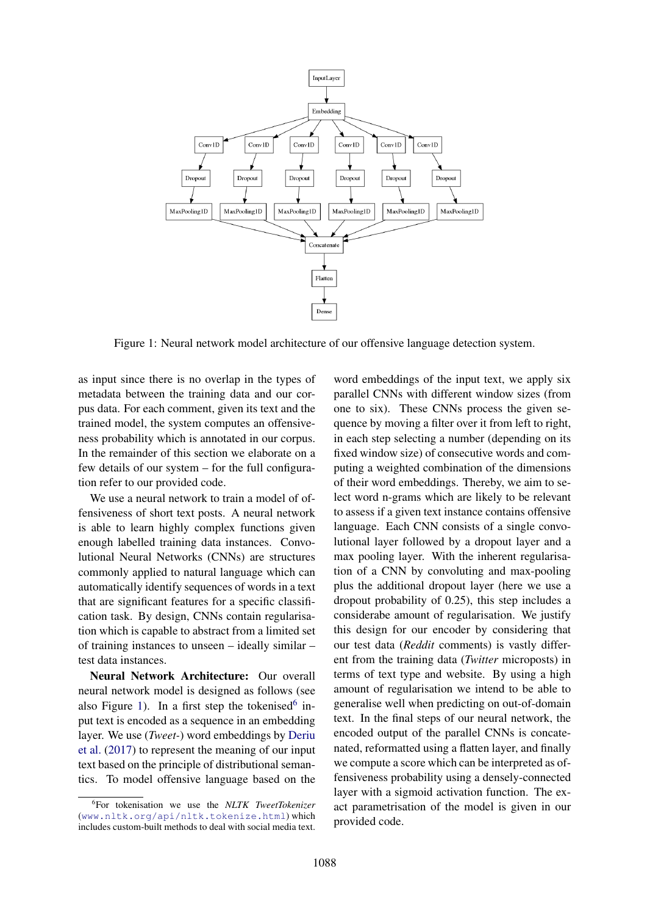Figure 1: Neural network model architecture of our offensive language detection system.

as input since there is no overlap in the types of metadata between the training data and our corpus data. For each comment, given its text and the trained model, the system computes an offensiveness probability which is annotated in our corpus. In the remainder of this section we elaborate on a few details of our system – for the full configuration refer to our provided code.

We use a neural network to train a model of offensiveness of short text posts. A neural network is able to learn highly complex functions given enough labelled training data instances. Convolutional Neural Networks (CNNs) are structures commonly applied to natural language which can automatically identify sequences of words in a text that are significant features for a specific classification task. By design, CNNs contain regularisation which is capable to abstract from a limited set of training instances to unseen – ideally similar – test data instances.

**Neural Network Architecture:** Our overall neural network model is designed as follows (see also Figure 1). In a first step the tokenised[6] input text is encoded as a sequence in an embedding layer. We use (*Tweet-*) word embeddings by Deriu et al. (2017) to represent the meaning of our input text based on the principle of distributional semantics. To model offensive language based on the word embeddings of the input text, we apply six parallel CNNs with different window sizes (from one to six). These CNNs process the given sequence by moving a filter over it from left to right, in each step selecting a number (depending on its fixed window size) of consecutive words and computing a weighted combination of the dimensions of their word embeddings. Thereby, we aim to select word n-grams which are likely to be relevant to assess if a given text instance contains offensive language. Each CNN consists of a single convolutional layer followed by a dropout layer and a max pooling layer. With the inherent regularisation of a CNN by convoluting and max-pooling plus the additional dropout layer (here we use a dropout probability of 0.25), this step includes a considerabe amount of regularisation. We justify this design for our encoder by considering that our test data (*Reddit* comments) is vastly different from the training data (*Twitter* microposts) in terms of text type and website. By using a high amount of regularisation we intend to be able to generalise well when predicting on out-of-domain text. In the final steps of our neural network, the encoded output of the parallel CNNs is concatenated, reformatted using a flatten layer, and finally we compute a score which can be interpreted as offensiveness probability using a densely-connected layer with a sigmoid activation function. The exact parametrisation of the model is given in our provided code.

[6] For tokenisation we use the *NLTK TweetTokenizer* (`www.nltk.org/api/nltk.tokenize.html`) which includes custom-built methods to deal with social media text.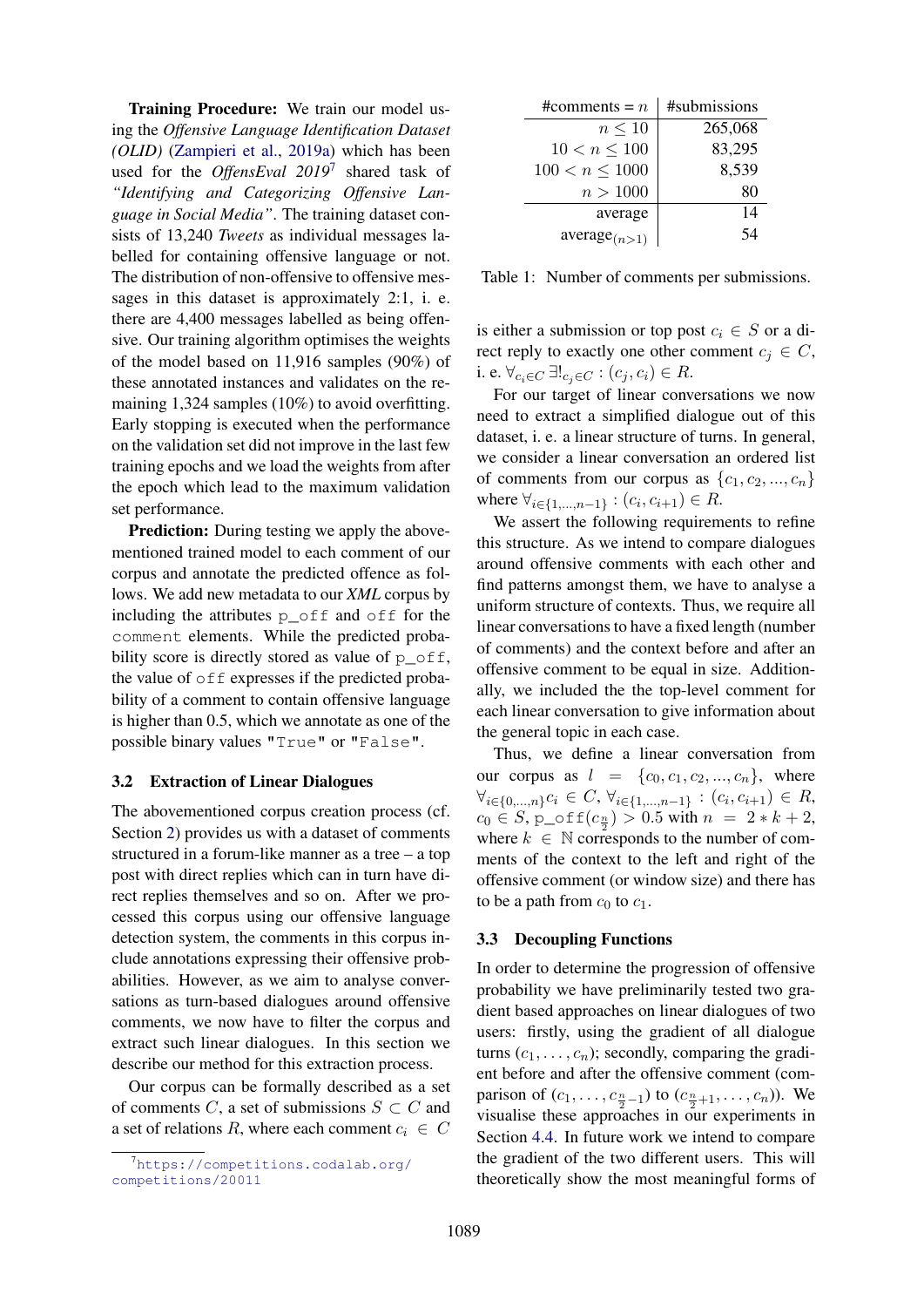**Training Procedure:** We train our model using the *Offensive Language Identification Dataset (OLID)* (Zampieri et al., 2019a) which has been used for the *OffensEval 2019*[7] shared task of *"Identifying and Categorizing Offensive Language in Social Media"*. The training dataset consists of 13,240 *Tweets* as individual messages labelled for containing offensive language or not. The distribution of non-offensive to offensive messages in this dataset is approximately 2:1, i. e. there are 4,400 messages labelled as being offensive. Our training algorithm optimises the weights of the model based on 11,916 samples (90%) of these annotated instances and validates on the remaining 1,324 samples (10%) to avoid overfitting. Early stopping is executed when the performance on the validation set did not improve in the last few training epochs and we load the weights from after the epoch which lead to the maximum validation set performance.

**Prediction:** During testing we apply the abovementioned trained model to each comment of our corpus and annotate the predicted offence as follows. We add new metadata to our *XML* corpus by including the attributes `p_off` and `off` for the `comment` elements. While the predicted probability score is directly stored as value of `p_off`, the value of `off` expresses if the predicted probability of a comment to contain offensive language is higher than 0.5, which we annotate as one of the possible binary values `"True"` or `"False"`.

### 3.2 Extraction of Linear Dialogues

The abovementioned corpus creation process (cf. Section 2) provides us with a dataset of comments structured in a forum-like manner as a tree – a top post with direct replies which can in turn have direct replies themselves and so on. After we processed this corpus using our offensive language detection system, the comments in this corpus include annotations expressing their offensive probabilities. However, as we aim to analyse conversations as turn-based dialogues around offensive comments, we now have to filter the corpus and extract such linear dialogues. In this section we describe our method for this extraction process.

Our corpus can be formally described as a set of comments $C$, a set of submissions $S \subset C$ and a set of relations $R$, where each comment $c_i \in C$ is either a submission or top post $c_i \in S$ or a direct reply to exactly one other comment $c_j \in C$, i. e. $\forall_{c_i \in C} \exists!_{c_j \in C} : (c_j, c_i) \in R$.

| #comments = $n$ | #submissions |
|---:|---:|
| $n \leq 10$ | 265,068 |
| $10 < n \leq 100$ | 83,295 |
| $100 < n \leq 1000$ | 8,539 |
| $n > 1000$ | 80 |
| average | 14 |
| average$_{(n>1)}$ | 54 |

Table 1: Number of comments per submissions.

For our target of linear conversations we now need to extract a simplified dialogue out of this dataset, i. e. a linear structure of turns. In general, we consider a linear conversation an ordered list of comments from our corpus as $\{c_1, c_2, ..., c_n\}$ where $\forall_{i \in \{1,...,n-1\}} : (c_i, c_{i+1}) \in R$.

We assert the following requirements to refine this structure. As we intend to compare dialogues around offensive comments with each other and find patterns amongst them, we have to analyse a uniform structure of contexts. Thus, we require all linear conversations to have a fixed length (number of comments) and the context before and after an offensive comment to be equal in size. Additionally, we included the the top-level comment for each linear conversation to give information about the general topic in each case.

Thus, we define a linear conversation from our corpus as $l = \{c_0, c_1, c_2, ..., c_n\}$, where $\forall_{i \in \{0,...,n\}} c_i \in C$, $\forall_{i \in \{1,...,n-1\}} : (c_i, c_{i+1}) \in R$, $c_0 \in S$, $\text{p\_off}(c_{\frac{n}{2}}) > 0.5$ with $n = 2 * k + 2$, where $k \in \mathbb{N}$ corresponds to the number of comments of the context to the left and right of the offensive comment (or window size) and there has to be a path from $c_0$ to $c_1$.

### 3.3 Decoupling Functions

In order to determine the progression of offensive probability we have preliminarily tested two gradient based approaches on linear dialogues of two users: firstly, using the gradient of all dialogue turns $(c_1, \ldots, c_n)$; secondly, comparing the gradient before and after the offensive comment (comparison of $(c_1, \ldots, c_{\frac{n}{2}-1})$ to $(c_{\frac{n}{2}+1}, \ldots, c_n)$). We visualise these approaches in our experiments in Section 4.4. In future work we intend to compare the gradient of the two different users. This will theoretically show the most meaningful forms of

[7] https://competitions.codalab.org/competitions/20011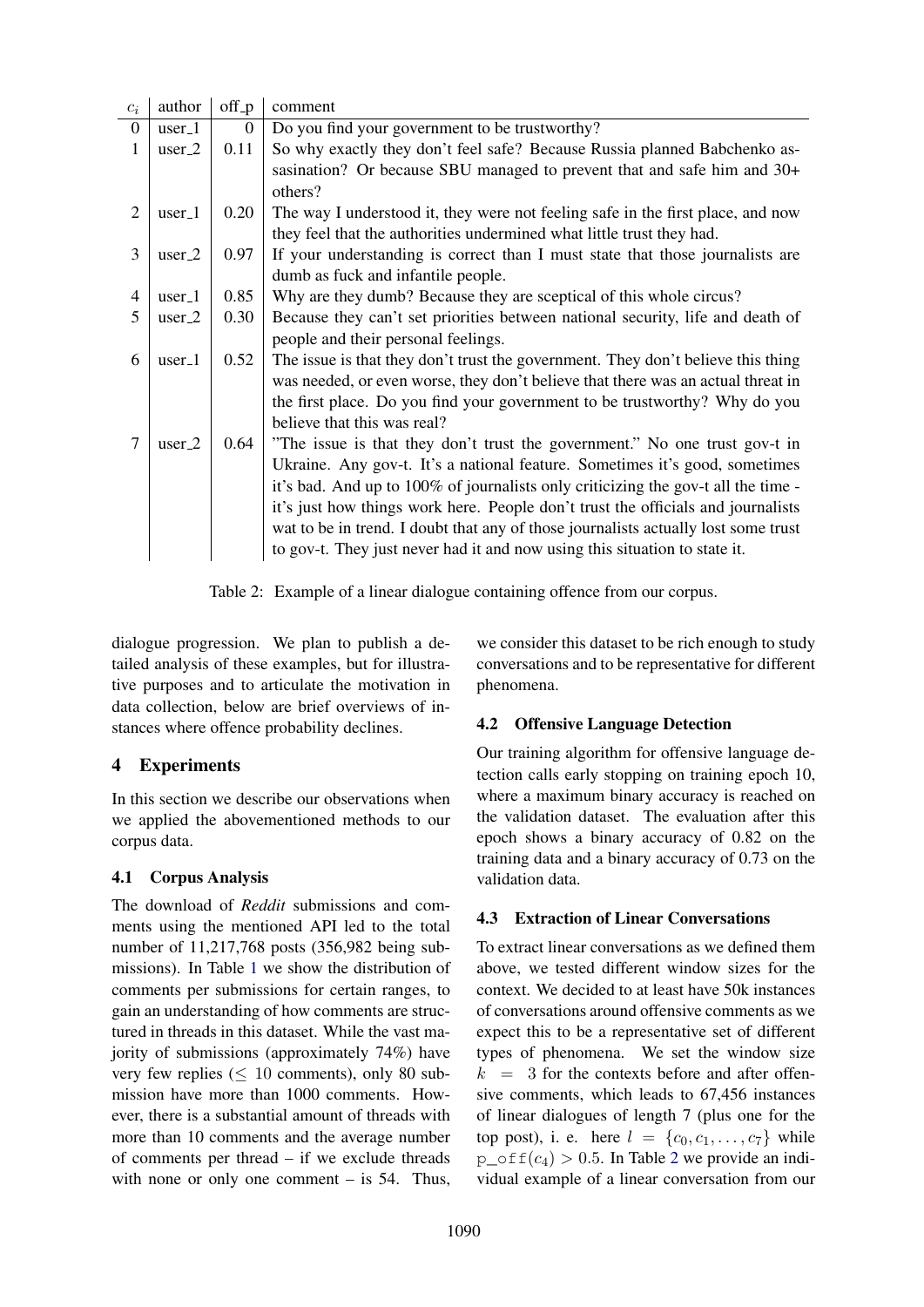| $c_i$ | author | off_p | comment |
|---|---|---|---|
| 0 | user_1 | 0 | Do you find your government to be trustworthy? |
| 1 | user_2 | 0.11 | So why exactly they don't feel safe? Because Russia planned Babchenko assasination? Or because SBU managed to prevent that and safe him and 30+ others? |
| 2 | user_1 | 0.20 | The way I understood it, they were not feeling safe in the first place, and now they feel that the authorities undermined what little trust they had. |
| 3 | user_2 | 0.97 | If your understanding is correct than I must state that those journalists are dumb as fuck and infantile people. |
| 4 | user_1 | 0.85 | Why are they dumb? Because they are sceptical of this whole circus? |
| 5 | user_2 | 0.30 | Because they can't set priorities between national security, life and death of people and their personal feelings. |
| 6 | user_1 | 0.52 | The issue is that they don't trust the government. They don't believe this thing was needed, or even worse, they don't believe that there was an actual threat in the first place. Do you find your government to be trustworthy? Why do you believe that this was real? |
| 7 | user_2 | 0.64 | "The issue is that they don't trust the government." No one trust gov-t in Ukraine. Any gov-t. It's a national feature. Sometimes it's good, sometimes it's bad. And up to 100% of journalists only criticizing the gov-t all the time - it's just how things work here. People don't trust the officials and journalists wat to be in trend. I doubt that any of those journalists actually lost some trust to gov-t. They just never had it and now using this situation to state it. |

Table 2: Example of a linear dialogue containing offence from our corpus.

dialogue progression. We plan to publish a detailed analysis of these examples, but for illustrative purposes and to articulate the motivation in data collection, below are brief overviews of instances where offence probability declines.

## 4 Experiments

In this section we describe our observations when we applied the abovementioned methods to our corpus data.

### 4.1 Corpus Analysis

The download of *Reddit* submissions and comments using the mentioned API led to the total number of 11,217,768 posts (356,982 being submissions). In Table 1 we show the distribution of comments per submissions for certain ranges, to gain an understanding of how comments are structured in threads in this dataset. While the vast majority of submissions (approximately 74%) have very few replies ($\leq 10$ comments), only 80 submission have more than 1000 comments. However, there is a substantial amount of threads with more than 10 comments and the average number of comments per thread – if we exclude threads with none or only one comment – is 54. Thus, we consider this dataset to be rich enough to study conversations and to be representative for different phenomena.

### 4.2 Offensive Language Detection

Our training algorithm for offensive language detection calls early stopping on training epoch 10, where a maximum binary accuracy is reached on the validation dataset. The evaluation after this epoch shows a binary accuracy of 0.82 on the training data and a binary accuracy of 0.73 on the validation data.

### 4.3 Extraction of Linear Conversations

To extract linear conversations as we defined them above, we tested different window sizes for the context. We decided to at least have 50k instances of conversations around offensive comments as we expect this to be a representative set of different types of phenomena. We set the window size $k = 3$ for the contexts before and after offensive comments, which leads to 67,456 instances of linear dialogues of length 7 (plus one for the top post), i. e. here $l = \{c_0, c_1, \ldots, c_7\}$ while $\texttt{p\_off}(c_4) > 0.5$. In Table 2 we provide an individual example of a linear conversation from our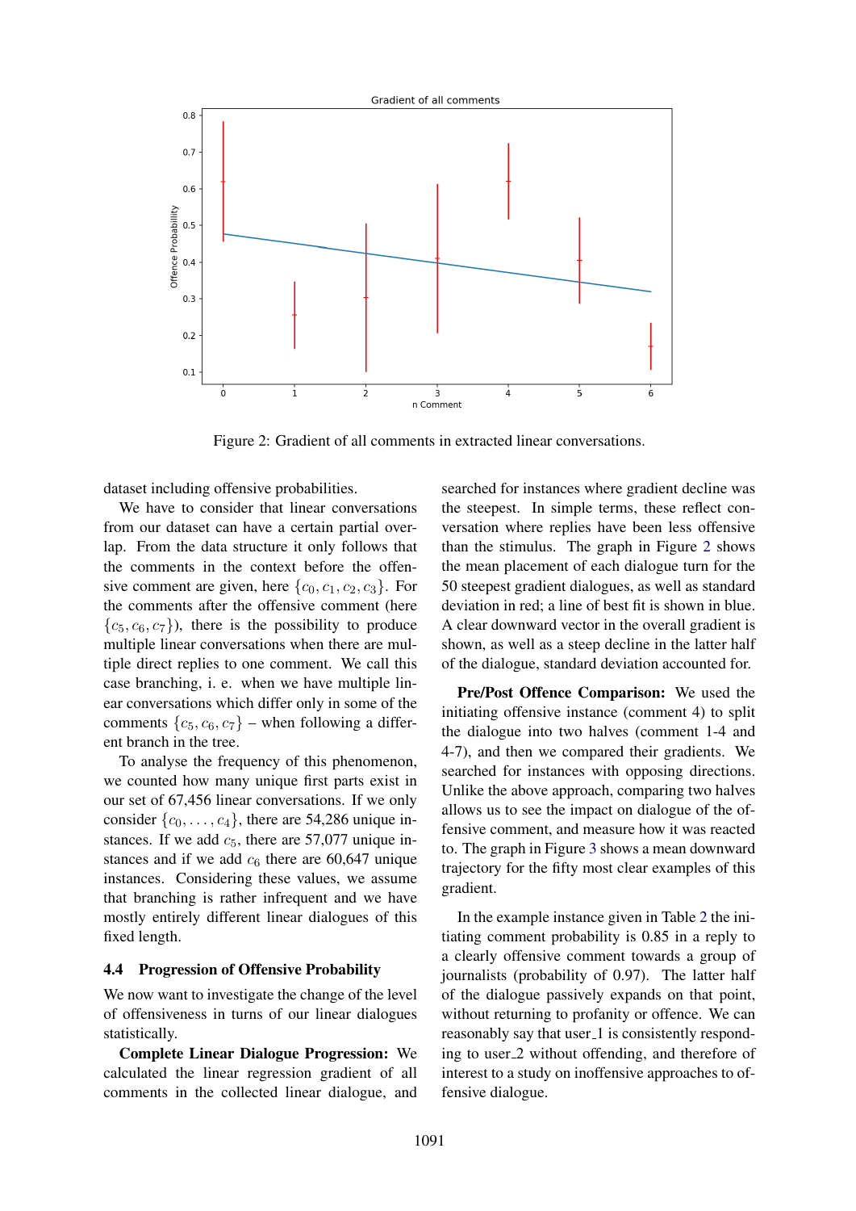Figure 2: Gradient of all comments in extracted linear conversations.

dataset including offensive probabilities.

We have to consider that linear conversations from our dataset can have a certain partial overlap. From the data structure it only follows that the comments in the context before the offensive comment are given, here $\{c_0, c_1, c_2, c_3\}$. For the comments after the offensive comment (here $\{c_5, c_6, c_7\}$), there is the possibility to produce multiple linear conversations when there are multiple direct replies to one comment. We call this case branching, i. e. when we have multiple linear conversations which differ only in some of the comments $\{c_5, c_6, c_7\}$ – when following a different branch in the tree.

To analyse the frequency of this phenomenon, we counted how many unique first parts exist in our set of 67,456 linear conversations. If we only consider $\{c_0, \ldots, c_4\}$, there are 54,286 unique instances. If we add $c_5$, there are 57,077 unique instances and if we add $c_6$ there are 60,647 unique instances. Considering these values, we assume that branching is rather infrequent and we have mostly entirely different linear dialogues of this fixed length.

### 4.4 Progression of Offensive Probability

We now want to investigate the change of the level of offensiveness in turns of our linear dialogues statistically.

**Complete Linear Dialogue Progression:** We calculated the linear regression gradient of all comments in the collected linear dialogue, and searched for instances where gradient decline was the steepest. In simple terms, these reflect conversation where replies have been less offensive than the stimulus. The graph in Figure 2 shows the mean placement of each dialogue turn for the 50 steepest gradient dialogues, as well as standard deviation in red; a line of best fit is shown in blue. A clear downward vector in the overall gradient is shown, as well as a steep decline in the latter half of the dialogue, standard deviation accounted for.

**Pre/Post Offence Comparison:** We used the initiating offensive instance (comment 4) to split the dialogue into two halves (comment 1-4 and 4-7), and then we compared their gradients. We searched for instances with opposing directions. Unlike the above approach, comparing two halves allows us to see the impact on dialogue of the offensive comment, and measure how it was reacted to. The graph in Figure 3 shows a mean downward trajectory for the fifty most clear examples of this gradient.

In the example instance given in Table 2 the initiating comment probability is 0.85 in a reply to a clearly offensive comment towards a group of journalists (probability of 0.97). The latter half of the dialogue passively expands on that point, without returning to profanity or offence. We can reasonably say that user_1 is consistently responding to user_2 without offending, and therefore of interest to a study on inoffensive approaches to offensive dialogue.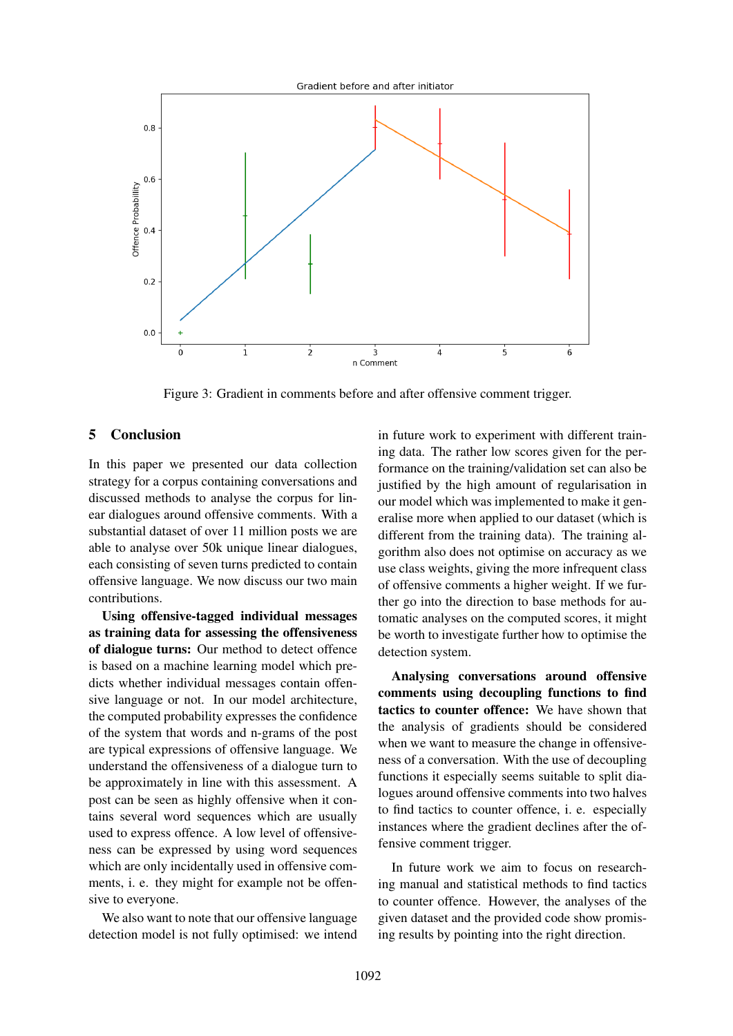Figure 3: Gradient in comments before and after offensive comment trigger.

## 5 Conclusion

In this paper we presented our data collection strategy for a corpus containing conversations and discussed methods to analyse the corpus for linear dialogues around offensive comments. With a substantial dataset of over 11 million posts we are able to analyse over 50k unique linear dialogues, each consisting of seven turns predicted to contain offensive language. We now discuss our two main contributions.

**Using offensive-tagged individual messages as training data for assessing the offensiveness of dialogue turns:** Our method to detect offence is based on a machine learning model which predicts whether individual messages contain offensive language or not. In our model architecture, the computed probability expresses the confidence of the system that words and n-grams of the post are typical expressions of offensive language. We understand the offensiveness of a dialogue turn to be approximately in line with this assessment. A post can be seen as highly offensive when it contains several word sequences which are usually used to express offence. A low level of offensiveness can be expressed by using word sequences which are only incidentally used in offensive comments, i. e. they might for example not be offensive to everyone.

We also want to note that our offensive language detection model is not fully optimised: we intend in future work to experiment with different training data. The rather low scores given for the performance on the training/validation set can also be justified by the high amount of regularisation in our model which was implemented to make it generalise more when applied to our dataset (which is different from the training data). The training algorithm also does not optimise on accuracy as we use class weights, giving the more infrequent class of offensive comments a higher weight. If we further go into the direction to base methods for automatic analyses on the computed scores, it might be worth to investigate further how to optimise the detection system.

**Analysing conversations around offensive comments using decoupling functions to find tactics to counter offence:** We have shown that the analysis of gradients should be considered when we want to measure the change in offensiveness of a conversation. With the use of decoupling functions it especially seems suitable to split dialogues around offensive comments into two halves to find tactics to counter offence, i. e. especially instances where the gradient declines after the offensive comment trigger.

In future work we aim to focus on researching manual and statistical methods to find tactics to counter offence. However, the analyses of the given dataset and the provided code show promising results by pointing into the right direction.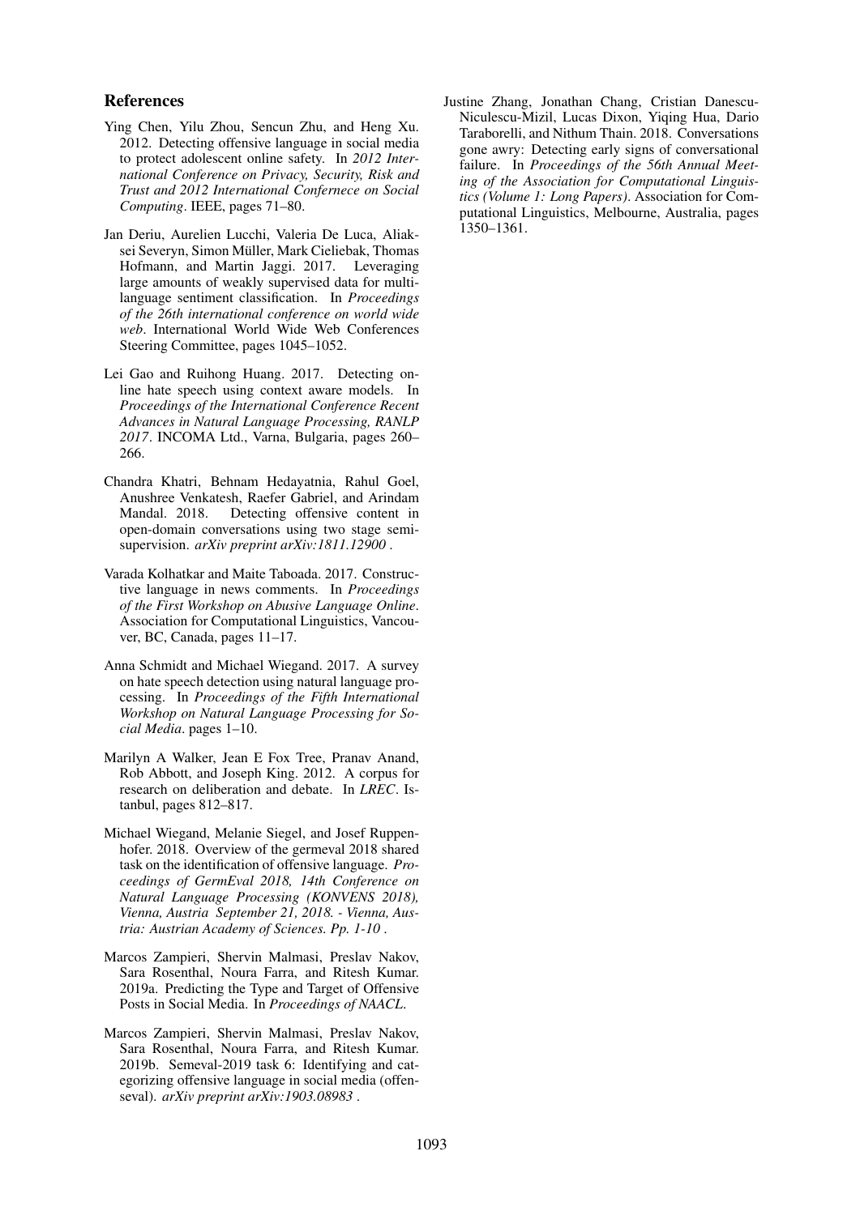## References

Ying Chen, Yilu Zhou, Sencun Zhu, and Heng Xu. 2012. Detecting offensive language in social media to protect adolescent online safety. In *2012 International Conference on Privacy, Security, Risk and Trust and 2012 International Confernece on Social Computing*. IEEE, pages 71–80.

Jan Deriu, Aurelien Lucchi, Valeria De Luca, Aliaksei Severyn, Simon Müller, Mark Cieliebak, Thomas Hofmann, and Martin Jaggi. 2017. Leveraging large amounts of weakly supervised data for multi-language sentiment classification. In *Proceedings of the 26th international conference on world wide web*. International World Wide Web Conferences Steering Committee, pages 1045–1052.

Lei Gao and Ruihong Huang. 2017. Detecting online hate speech using context aware models. In *Proceedings of the International Conference Recent Advances in Natural Language Processing, RANLP 2017*. INCOMA Ltd., Varna, Bulgaria, pages 260–266.

Chandra Khatri, Behnam Hedayatnia, Rahul Goel, Anushree Venkatesh, Raefer Gabriel, and Arindam Mandal. 2018. Detecting offensive content in open-domain conversations using two stage semi-supervision. *arXiv preprint arXiv:1811.12900* .

Varada Kolhatkar and Maite Taboada. 2017. Constructive language in news comments. In *Proceedings of the First Workshop on Abusive Language Online*. Association for Computational Linguistics, Vancouver, BC, Canada, pages 11–17.

Anna Schmidt and Michael Wiegand. 2017. A survey on hate speech detection using natural language processing. In *Proceedings of the Fifth International Workshop on Natural Language Processing for Social Media*. pages 1–10.

Marilyn A Walker, Jean E Fox Tree, Pranav Anand, Rob Abbott, and Joseph King. 2012. A corpus for research on deliberation and debate. In *LREC*. Istanbul, pages 812–817.

Michael Wiegand, Melanie Siegel, and Josef Ruppenhofer. 2018. Overview of the germeval 2018 shared task on the identification of offensive language. *Proceedings of GermEval 2018, 14th Conference on Natural Language Processing (KONVENS 2018), Vienna, Austria September 21, 2018. - Vienna, Austria: Austrian Academy of Sciences. Pp. 1-10* .

Marcos Zampieri, Shervin Malmasi, Preslav Nakov, Sara Rosenthal, Noura Farra, and Ritesh Kumar. 2019a. Predicting the Type and Target of Offensive Posts in Social Media. In *Proceedings of NAACL*.

Marcos Zampieri, Shervin Malmasi, Preslav Nakov, Sara Rosenthal, Noura Farra, and Ritesh Kumar. 2019b. Semeval-2019 task 6: Identifying and categorizing offensive language in social media (offenseval). *arXiv preprint arXiv:1903.08983* .

Justine Zhang, Jonathan Chang, Cristian Danescu-Niculescu-Mizil, Lucas Dixon, Yiqing Hua, Dario Taraborelli, and Nithum Thain. 2018. Conversations gone awry: Detecting early signs of conversational failure. In *Proceedings of the 56th Annual Meeting of the Association for Computational Linguistics (Volume 1: Long Papers)*. Association for Computational Linguistics, Melbourne, Australia, pages 1350–1361.